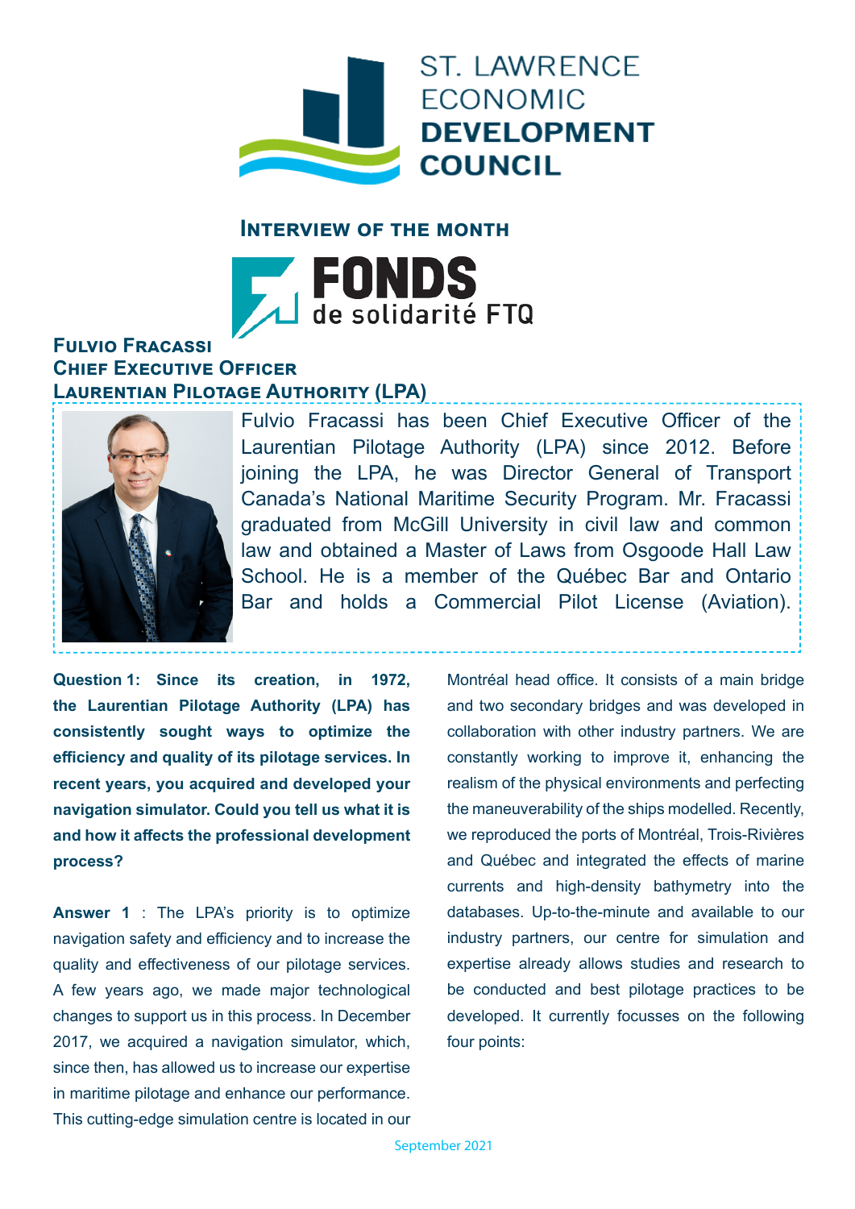# ST. LAWRENCE ECONOMIC DEVELOPMENT COUNCIL

## Interview of the month

FONDS de solidarité FTQ

### Fulvio Fracassi
### Chief Executive Officer
### Laurentian Pilotage Authority (LPA)

Fulvio Fracassi has been Chief Executive Officer of the Laurentian Pilotage Authority (LPA) since 2012. Before joining the LPA, he was Director General of Transport Canada's National Maritime Security Program. Mr. Fracassi graduated from McGill University in civil law and common law and obtained a Master of Laws from Osgoode Hall Law School. He is a member of the Québec Bar and Ontario Bar and holds a Commercial Pilot License (Aviation).

**Question 1: Since its creation, in 1972, the Laurentian Pilotage Authority (LPA) has consistently sought ways to optimize the efficiency and quality of its pilotage services. In recent years, you acquired and developed your navigation simulator. Could you tell us what it is and how it affects the professional development process?**

**Answer 1** : The LPA's priority is to optimize navigation safety and efficiency and to increase the quality and effectiveness of our pilotage services. A few years ago, we made major technological changes to support us in this process. In December 2017, we acquired a navigation simulator, which, since then, has allowed us to increase our expertise in maritime pilotage and enhance our performance. This cutting-edge simulation centre is located in our Montréal head office. It consists of a main bridge and two secondary bridges and was developed in collaboration with other industry partners. We are constantly working to improve it, enhancing the realism of the physical environments and perfecting the maneuverability of the ships modelled. Recently, we reproduced the ports of Montréal, Trois-Rivières and Québec and integrated the effects of marine currents and high-density bathymetry into the databases. Up-to-the-minute and available to our industry partners, our centre for simulation and expertise already allows studies and research to be conducted and best pilotage practices to be developed. It currently focusses on the following four points: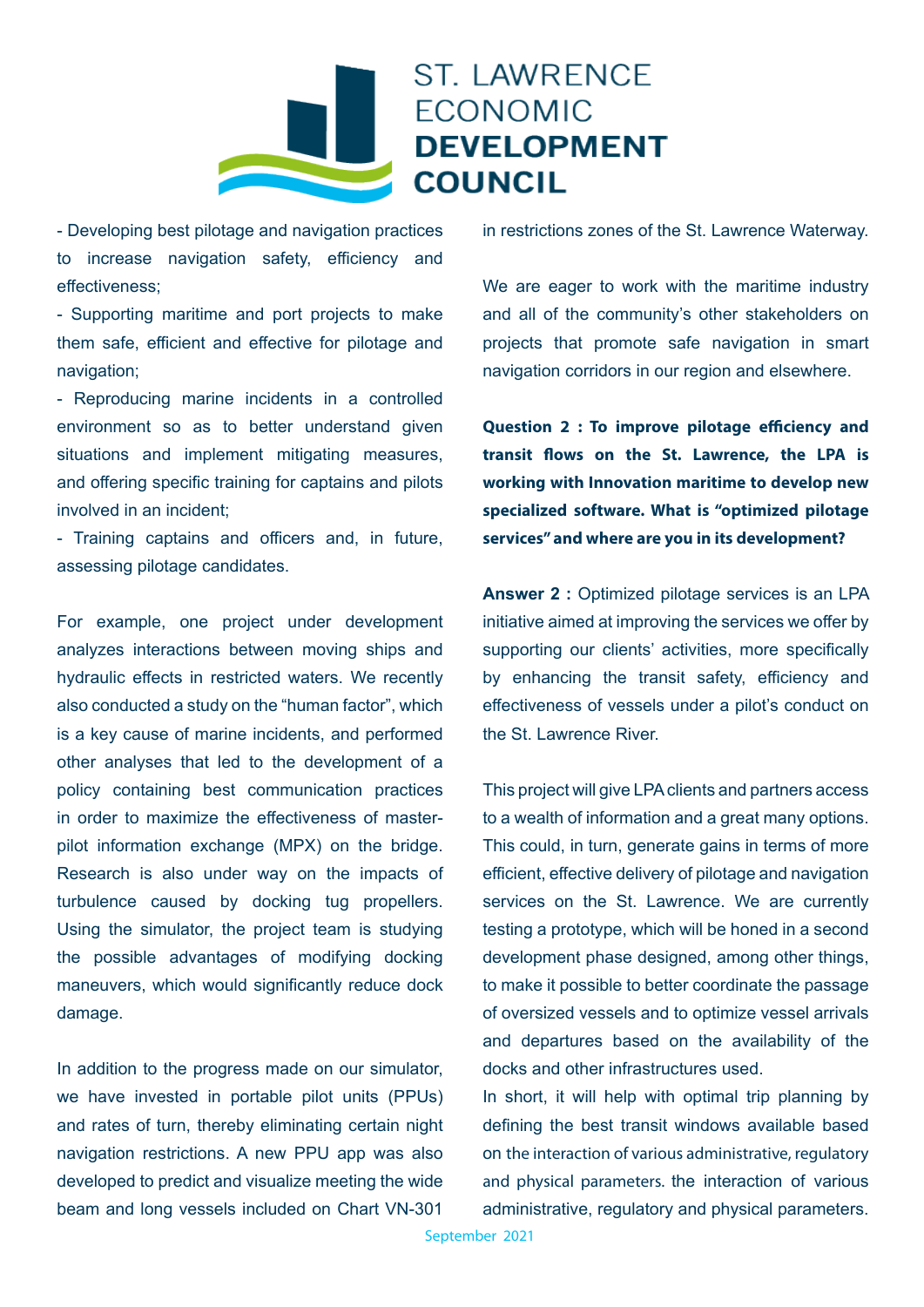- Developing best pilotage and navigation practices to increase navigation safety, efficiency and effectiveness;
- Supporting maritime and port projects to make them safe, efficient and effective for pilotage and navigation;
- Reproducing marine incidents in a controlled environment so as to better understand given situations and implement mitigating measures, and offering specific training for captains and pilots involved in an incident;
- Training captains and officers and, in future, assessing pilotage candidates.

For example, one project under development analyzes interactions between moving ships and hydraulic effects in restricted waters. We recently also conducted a study on the "human factor", which is a key cause of marine incidents, and performed other analyses that led to the development of a policy containing best communication practices in order to maximize the effectiveness of master-pilot information exchange (MPX) on the bridge. Research is also under way on the impacts of turbulence caused by docking tug propellers. Using the simulator, the project team is studying the possible advantages of modifying docking maneuvers, which would significantly reduce dock damage.

In addition to the progress made on our simulator, we have invested in portable pilot units (PPUs) and rates of turn, thereby eliminating certain night navigation restrictions. A new PPU app was also developed to predict and visualize meeting the wide beam and long vessels included on Chart VN-301 in restrictions zones of the St. Lawrence Waterway.

We are eager to work with the maritime industry and all of the community's other stakeholders on projects that promote safe navigation in smart navigation corridors in our region and elsewhere.

**Question 2 : To improve pilotage efficiency and transit flows on the St. Lawrence, the LPA is working with Innovation maritime to develop new specialized software. What is "optimized pilotage services" and where are you in its development?**

**Answer 2 :** Optimized pilotage services is an LPA initiative aimed at improving the services we offer by supporting our clients' activities, more specifically by enhancing the transit safety, efficiency and effectiveness of vessels under a pilot's conduct on the St. Lawrence River.

This project will give LPA clients and partners access to a wealth of information and a great many options. This could, in turn, generate gains in terms of more efficient, effective delivery of pilotage and navigation services on the St. Lawrence. We are currently testing a prototype, which will be honed in a second development phase designed, among other things, to make it possible to better coordinate the passage of oversized vessels and to optimize vessel arrivals and departures based on the availability of the docks and other infrastructures used.
In short, it will help with optimal trip planning by defining the best transit windows available based on the interaction of various administrative, regulatory and physical parameters. the interaction of various administrative, regulatory and physical parameters.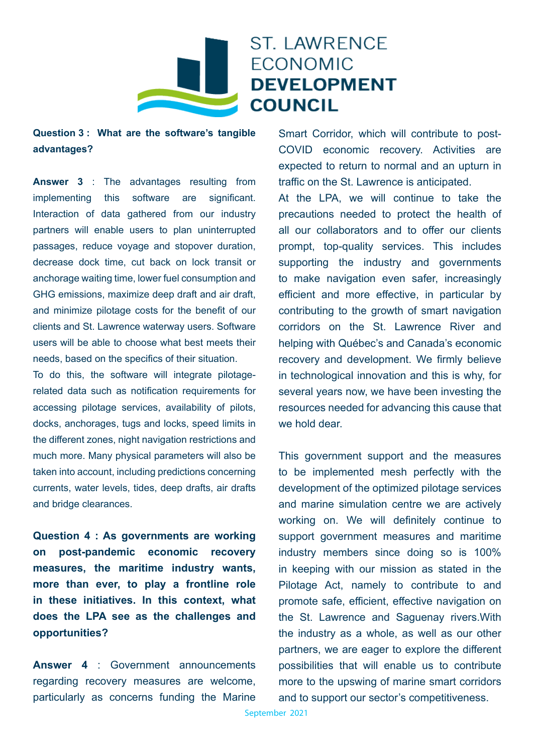ST. LAWRENCE ECONOMIC **DEVELOPMENT COUNCIL**

**Question 3 : What are the software's tangible advantages?**

**Answer 3** : The advantages resulting from implementing this software are significant. Interaction of data gathered from our industry partners will enable users to plan uninterrupted passages, reduce voyage and stopover duration, decrease dock time, cut back on lock transit or anchorage waiting time, lower fuel consumption and GHG emissions, maximize deep draft and air draft, and minimize pilotage costs for the benefit of our clients and St. Lawrence waterway users. Software users will be able to choose what best meets their needs, based on the specifics of their situation.

To do this, the software will integrate pilotage-related data such as notification requirements for accessing pilotage services, availability of pilots, docks, anchorages, tugs and locks, speed limits in the different zones, night navigation restrictions and much more. Many physical parameters will also be taken into account, including predictions concerning currents, water levels, tides, deep drafts, air drafts and bridge clearances.

**Question 4 : As governments are working on post-pandemic economic recovery measures, the maritime industry wants, more than ever, to play a frontline role in these initiatives. In this context, what does the LPA see as the challenges and opportunities?**

**Answer 4** : Government announcements regarding recovery measures are welcome, particularly as concerns funding the Marine Smart Corridor, which will contribute to post-COVID economic recovery. Activities are expected to return to normal and an upturn in traffic on the St. Lawrence is anticipated.

At the LPA, we will continue to take the precautions needed to protect the health of all our collaborators and to offer our clients prompt, top-quality services. This includes supporting the industry and governments to make navigation even safer, increasingly efficient and more effective, in particular by contributing to the growth of smart navigation corridors on the St. Lawrence River and helping with Québec's and Canada's economic recovery and development. We firmly believe in technological innovation and this is why, for several years now, we have been investing the resources needed for advancing this cause that we hold dear.

This government support and the measures to be implemented mesh perfectly with the development of the optimized pilotage services and marine simulation centre we are actively working on. We will definitely continue to support government measures and maritime industry members since doing so is 100% in keeping with our mission as stated in the Pilotage Act, namely to contribute to and promote safe, efficient, effective navigation on the St. Lawrence and Saguenay rivers.With the industry as a whole, as well as our other partners, we are eager to explore the different possibilities that will enable us to contribute more to the upswing of marine smart corridors and to support our sector's competitiveness.

September 2021